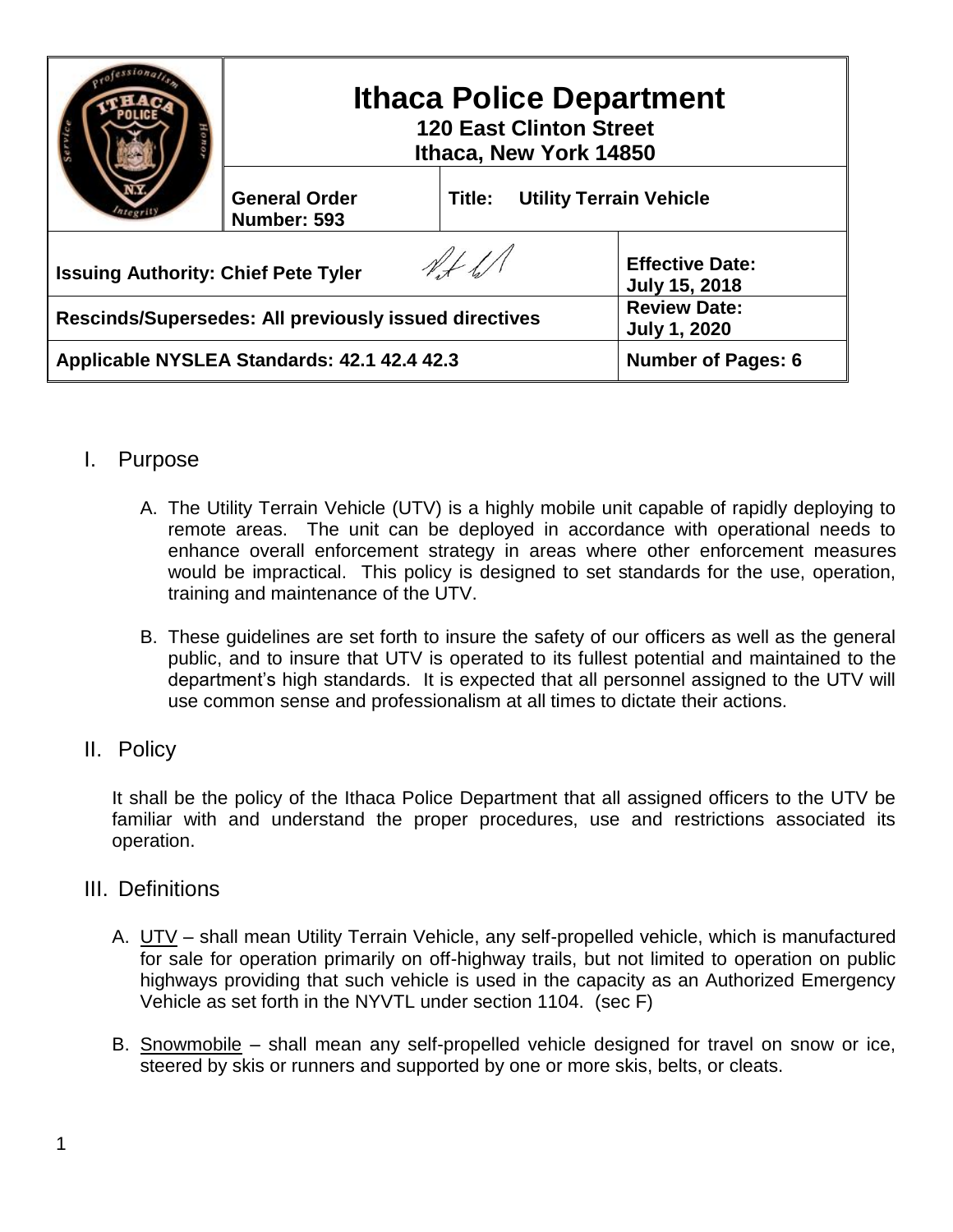| | Ithaca Police Department<br>120 East Clinton Street<br>Ithaca, New York 14850 | | |
|---|---|---|---|
| | **General Order Number: 593** | **Title: Utility Terrain Vehicle** | |
| **Issuing Authority: Chief Pete Tyler** | | | **Effective Date: July 15, 2018** |
| **Rescinds/Supersedes: All previously issued directives** | | | **Review Date: July 1, 2020** |
| **Applicable NYSLEA Standards: 42.1 42.4 42.3** | | | **Number of Pages: 6** |

## I. Purpose

A. The Utility Terrain Vehicle (UTV) is a highly mobile unit capable of rapidly deploying to remote areas. The unit can be deployed in accordance with operational needs to enhance overall enforcement strategy in areas where other enforcement measures would be impractical. This policy is designed to set standards for the use, operation, training and maintenance of the UTV.

B. These guidelines are set forth to insure the safety of our officers as well as the general public, and to insure that UTV is operated to its fullest potential and maintained to the department's high standards. It is expected that all personnel assigned to the UTV will use common sense and professionalism at all times to dictate their actions.

## II. Policy

It shall be the policy of the Ithaca Police Department that all assigned officers to the UTV be familiar with and understand the proper procedures, use and restrictions associated its operation.

## III. Definitions

A. UTV – shall mean Utility Terrain Vehicle, any self-propelled vehicle, which is manufactured for sale for operation primarily on off-highway trails, but not limited to operation on public highways providing that such vehicle is used in the capacity as an Authorized Emergency Vehicle as set forth in the NYVTL under section 1104. (sec F)

B. Snowmobile – shall mean any self-propelled vehicle designed for travel on snow or ice, steered by skis or runners and supported by one or more skis, belts, or cleats.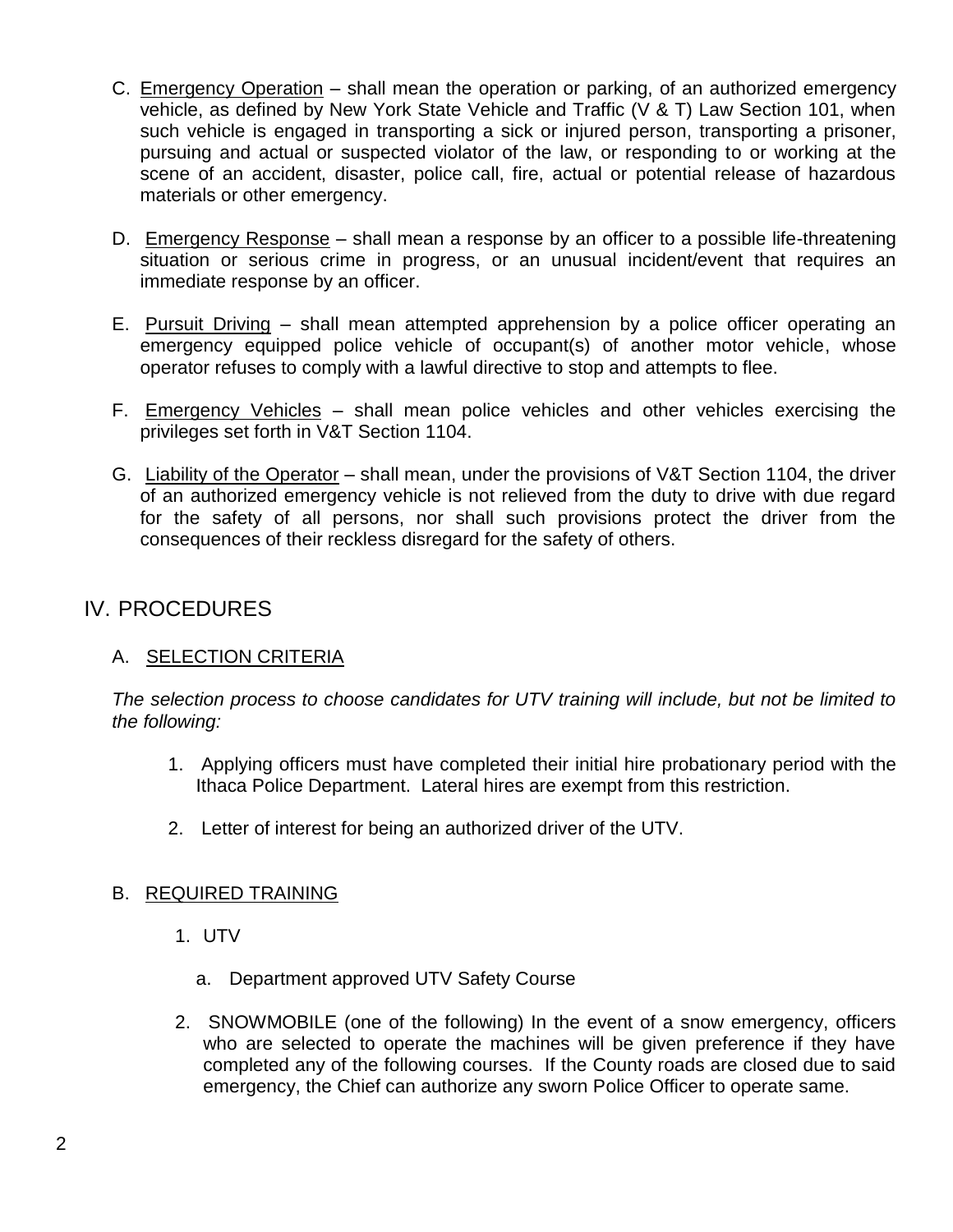C. Emergency Operation – shall mean the operation or parking, of an authorized emergency vehicle, as defined by New York State Vehicle and Traffic (V & T) Law Section 101, when such vehicle is engaged in transporting a sick or injured person, transporting a prisoner, pursuing and actual or suspected violator of the law, or responding to or working at the scene of an accident, disaster, police call, fire, actual or potential release of hazardous materials or other emergency.

D. Emergency Response – shall mean a response by an officer to a possible life-threatening situation or serious crime in progress, or an unusual incident/event that requires an immediate response by an officer.

E. Pursuit Driving – shall mean attempted apprehension by a police officer operating an emergency equipped police vehicle of occupant(s) of another motor vehicle, whose operator refuses to comply with a lawful directive to stop and attempts to flee.

F. Emergency Vehicles – shall mean police vehicles and other vehicles exercising the privileges set forth in V&T Section 1104.

G. Liability of the Operator – shall mean, under the provisions of V&T Section 1104, the driver of an authorized emergency vehicle is not relieved from the duty to drive with due regard for the safety of all persons, nor shall such provisions protect the driver from the consequences of their reckless disregard for the safety of others.

## IV. PROCEDURES

### A. SELECTION CRITERIA

*The selection process to choose candidates for UTV training will include, but not be limited to the following:*

1. Applying officers must have completed their initial hire probationary period with the Ithaca Police Department. Lateral hires are exempt from this restriction.
2. Letter of interest for being an authorized driver of the UTV.

### B. REQUIRED TRAINING

1. UTV
   a. Department approved UTV Safety Course
2. SNOWMOBILE (one of the following) In the event of a snow emergency, officers who are selected to operate the machines will be given preference if they have completed any of the following courses. If the County roads are closed due to said emergency, the Chief can authorize any sworn Police Officer to operate same.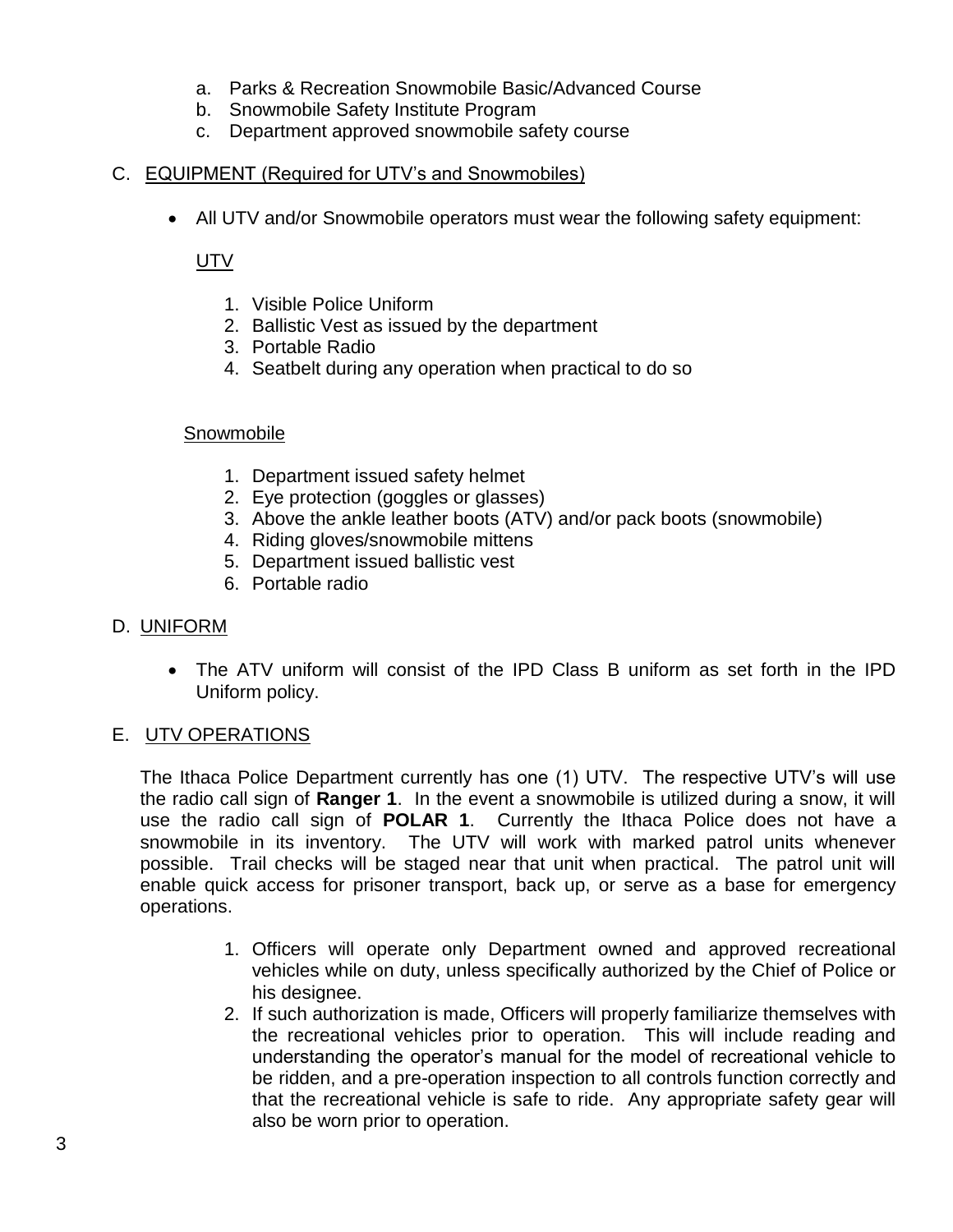a. Parks & Recreation Snowmobile Basic/Advanced Course
b. Snowmobile Safety Institute Program
c. Department approved snowmobile safety course

## C. EQUIPMENT (Required for UTV's and Snowmobiles)

- All UTV and/or Snowmobile operators must wear the following safety equipment:

UTV

1. Visible Police Uniform
2. Ballistic Vest as issued by the department
3. Portable Radio
4. Seatbelt during any operation when practical to do so

Snowmobile

1. Department issued safety helmet
2. Eye protection (goggles or glasses)
3. Above the ankle leather boots (ATV) and/or pack boots (snowmobile)
4. Riding gloves/snowmobile mittens
5. Department issued ballistic vest
6. Portable radio

## D. UNIFORM

- The ATV uniform will consist of the IPD Class B uniform as set forth in the IPD Uniform policy.

## E. UTV OPERATIONS

The Ithaca Police Department currently has one (1) UTV. The respective UTV's will use the radio call sign of **Ranger 1**. In the event a snowmobile is utilized during a snow, it will use the radio call sign of **POLAR 1**. Currently the Ithaca Police does not have a snowmobile in its inventory. The UTV will work with marked patrol units whenever possible. Trail checks will be staged near that unit when practical. The patrol unit will enable quick access for prisoner transport, back up, or serve as a base for emergency operations.

1. Officers will operate only Department owned and approved recreational vehicles while on duty, unless specifically authorized by the Chief of Police or his designee.
2. If such authorization is made, Officers will properly familiarize themselves with the recreational vehicles prior to operation. This will include reading and understanding the operator's manual for the model of recreational vehicle to be ridden, and a pre-operation inspection to all controls function correctly and that the recreational vehicle is safe to ride. Any appropriate safety gear will also be worn prior to operation.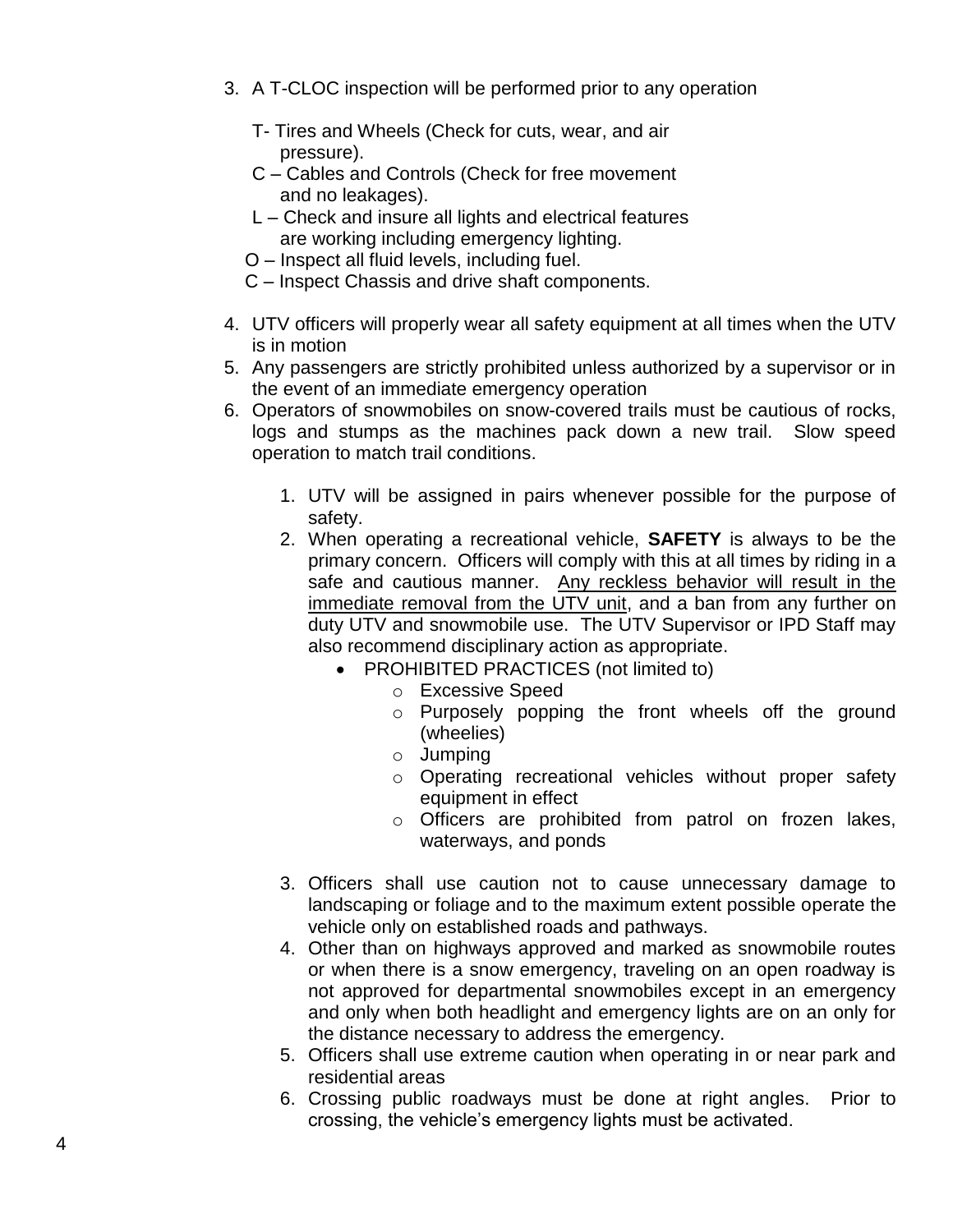3. A T-CLOC inspection will be performed prior to any operation

   T- Tires and Wheels (Check for cuts, wear, and air pressure).
   C – Cables and Controls (Check for free movement and no leakages).
   L – Check and insure all lights and electrical features are working including emergency lighting.
   O – Inspect all fluid levels, including fuel.
   C – Inspect Chassis and drive shaft components.

4. UTV officers will properly wear all safety equipment at all times when the UTV is in motion
5. Any passengers are strictly prohibited unless authorized by a supervisor or in the event of an immediate emergency operation
6. Operators of snowmobiles on snow-covered trails must be cautious of rocks, logs and stumps as the machines pack down a new trail. Slow speed operation to match trail conditions.

   1. UTV will be assigned in pairs whenever possible for the purpose of safety.
   2. When operating a recreational vehicle, **SAFETY** is always to be the primary concern. Officers will comply with this at all times by riding in a safe and cautious manner. <u>Any reckless behavior will result in the immediate removal from the UTV unit</u>, and a ban from any further on duty UTV and snowmobile use. The UTV Supervisor or IPD Staff may also recommend disciplinary action as appropriate.
      - PROHIBITED PRACTICES (not limited to)
        - Excessive Speed
        - Purposely popping the front wheels off the ground (wheelies)
        - Jumping
        - Operating recreational vehicles without proper safety equipment in effect
        - Officers are prohibited from patrol on frozen lakes, waterways, and ponds
   3. Officers shall use caution not to cause unnecessary damage to landscaping or foliage and to the maximum extent possible operate the vehicle only on established roads and pathways.
   4. Other than on highways approved and marked as snowmobile routes or when there is a snow emergency, traveling on an open roadway is not approved for departmental snowmobiles except in an emergency and only when both headlight and emergency lights are on an only for the distance necessary to address the emergency.
   5. Officers shall use extreme caution when operating in or near park and residential areas
   6. Crossing public roadways must be done at right angles. Prior to crossing, the vehicle's emergency lights must be activated.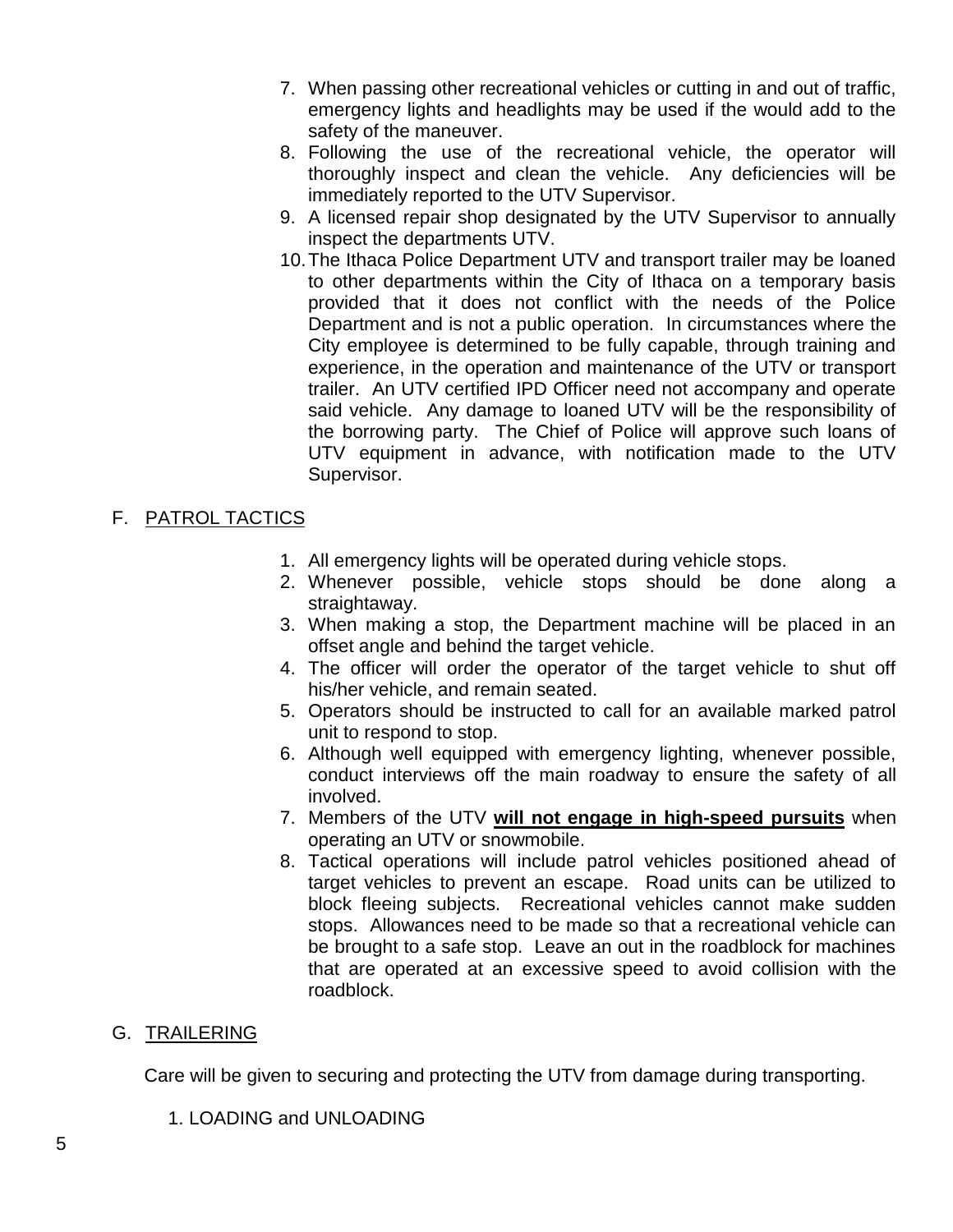7. When passing other recreational vehicles or cutting in and out of traffic, emergency lights and headlights may be used if the would add to the safety of the maneuver.
8. Following the use of the recreational vehicle, the operator will thoroughly inspect and clean the vehicle. Any deficiencies will be immediately reported to the UTV Supervisor.
9. A licensed repair shop designated by the UTV Supervisor to annually inspect the departments UTV.
10. The Ithaca Police Department UTV and transport trailer may be loaned to other departments within the City of Ithaca on a temporary basis provided that it does not conflict with the needs of the Police Department and is not a public operation. In circumstances where the City employee is determined to be fully capable, through training and experience, in the operation and maintenance of the UTV or transport trailer. An UTV certified IPD Officer need not accompany and operate said vehicle. Any damage to loaned UTV will be the responsibility of the borrowing party. The Chief of Police will approve such loans of UTV equipment in advance, with notification made to the UTV Supervisor.

## F. PATROL TACTICS

1. All emergency lights will be operated during vehicle stops.
2. Whenever possible, vehicle stops should be done along a straightaway.
3. When making a stop, the Department machine will be placed in an offset angle and behind the target vehicle.
4. The officer will order the operator of the target vehicle to shut off his/her vehicle, and remain seated.
5. Operators should be instructed to call for an available marked patrol unit to respond to stop.
6. Although well equipped with emergency lighting, whenever possible, conduct interviews off the main roadway to ensure the safety of all involved.
7. Members of the UTV **will not engage in high-speed pursuits** when operating an UTV or snowmobile.
8. Tactical operations will include patrol vehicles positioned ahead of target vehicles to prevent an escape. Road units can be utilized to block fleeing subjects. Recreational vehicles cannot make sudden stops. Allowances need to be made so that a recreational vehicle can be brought to a safe stop. Leave an out in the roadblock for machines that are operated at an excessive speed to avoid collision with the roadblock.

## G. TRAILERING

Care will be given to securing and protecting the UTV from damage during transporting.

1. LOADING and UNLOADING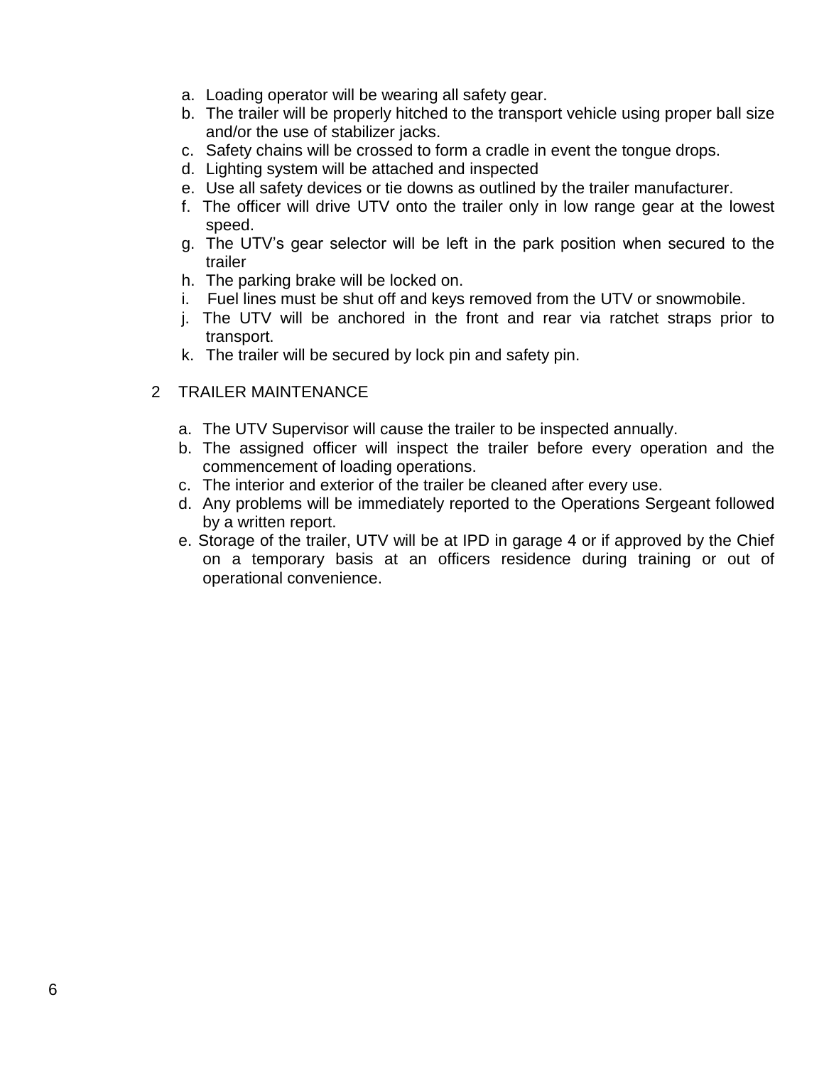a. Loading operator will be wearing all safety gear.
b. The trailer will be properly hitched to the transport vehicle using proper ball size and/or the use of stabilizer jacks.
c. Safety chains will be crossed to form a cradle in event the tongue drops.
d. Lighting system will be attached and inspected
e. Use all safety devices or tie downs as outlined by the trailer manufacturer.
f. The officer will drive UTV onto the trailer only in low range gear at the lowest speed.
g. The UTV's gear selector will be left in the park position when secured to the trailer
h. The parking brake will be locked on.
i. Fuel lines must be shut off and keys removed from the UTV or snowmobile.
j. The UTV will be anchored in the front and rear via ratchet straps prior to transport.
k. The trailer will be secured by lock pin and safety pin.

2 TRAILER MAINTENANCE

a. The UTV Supervisor will cause the trailer to be inspected annually.
b. The assigned officer will inspect the trailer before every operation and the commencement of loading operations.
c. The interior and exterior of the trailer be cleaned after every use.
d. Any problems will be immediately reported to the Operations Sergeant followed by a written report.
e. Storage of the trailer, UTV will be at IPD in garage 4 or if approved by the Chief on a temporary basis at an officers residence during training or out of operational convenience.